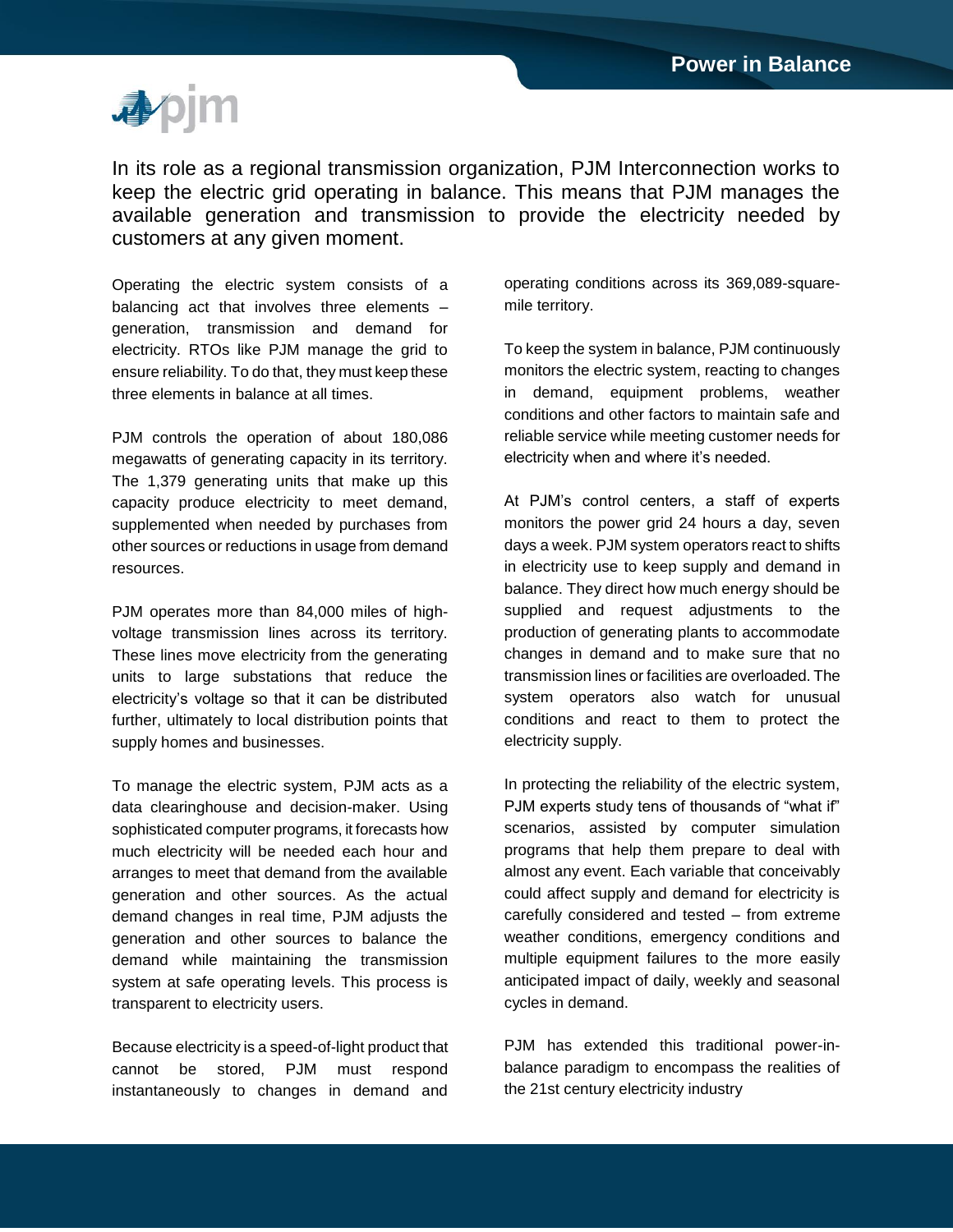# Power in Balance

In its role as a regional transmission organization, PJM Interconnection works to keep the electric grid operating in balance. This means that PJM manages the available generation and transmission to provide the electricity needed by customers at any given moment.

Operating the electric system consists of a balancing act that involves three elements – generation, transmission and demand for electricity. RTOs like PJM manage the grid to ensure reliability. To do that, they must keep these three elements in balance at all times.

PJM controls the operation of about 180,086 megawatts of generating capacity in its territory. The 1,379 generating units that make up this capacity produce electricity to meet demand, supplemented when needed by purchases from other sources or reductions in usage from demand resources.

PJM operates more than 84,000 miles of high-voltage transmission lines across its territory. These lines move electricity from the generating units to large substations that reduce the electricity's voltage so that it can be distributed further, ultimately to local distribution points that supply homes and businesses.

To manage the electric system, PJM acts as a data clearinghouse and decision-maker. Using sophisticated computer programs, it forecasts how much electricity will be needed each hour and arranges to meet that demand from the available generation and other sources. As the actual demand changes in real time, PJM adjusts the generation and other sources to balance the demand while maintaining the transmission system at safe operating levels. This process is transparent to electricity users.

Because electricity is a speed-of-light product that cannot be stored, PJM must respond instantaneously to changes in demand and operating conditions across its 369,089-square-mile territory.

To keep the system in balance, PJM continuously monitors the electric system, reacting to changes in demand, equipment problems, weather conditions and other factors to maintain safe and reliable service while meeting customer needs for electricity when and where it's needed.

At PJM's control centers, a staff of experts monitors the power grid 24 hours a day, seven days a week. PJM system operators react to shifts in electricity use to keep supply and demand in balance. They direct how much energy should be supplied and request adjustments to the production of generating plants to accommodate changes in demand and to make sure that no transmission lines or facilities are overloaded. The system operators also watch for unusual conditions and react to them to protect the electricity supply.

In protecting the reliability of the electric system, PJM experts study tens of thousands of "what if" scenarios, assisted by computer simulation programs that help them prepare to deal with almost any event. Each variable that conceivably could affect supply and demand for electricity is carefully considered and tested – from extreme weather conditions, emergency conditions and multiple equipment failures to the more easily anticipated impact of daily, weekly and seasonal cycles in demand.

PJM has extended this traditional power-in-balance paradigm to encompass the realities of the 21st century electricity industry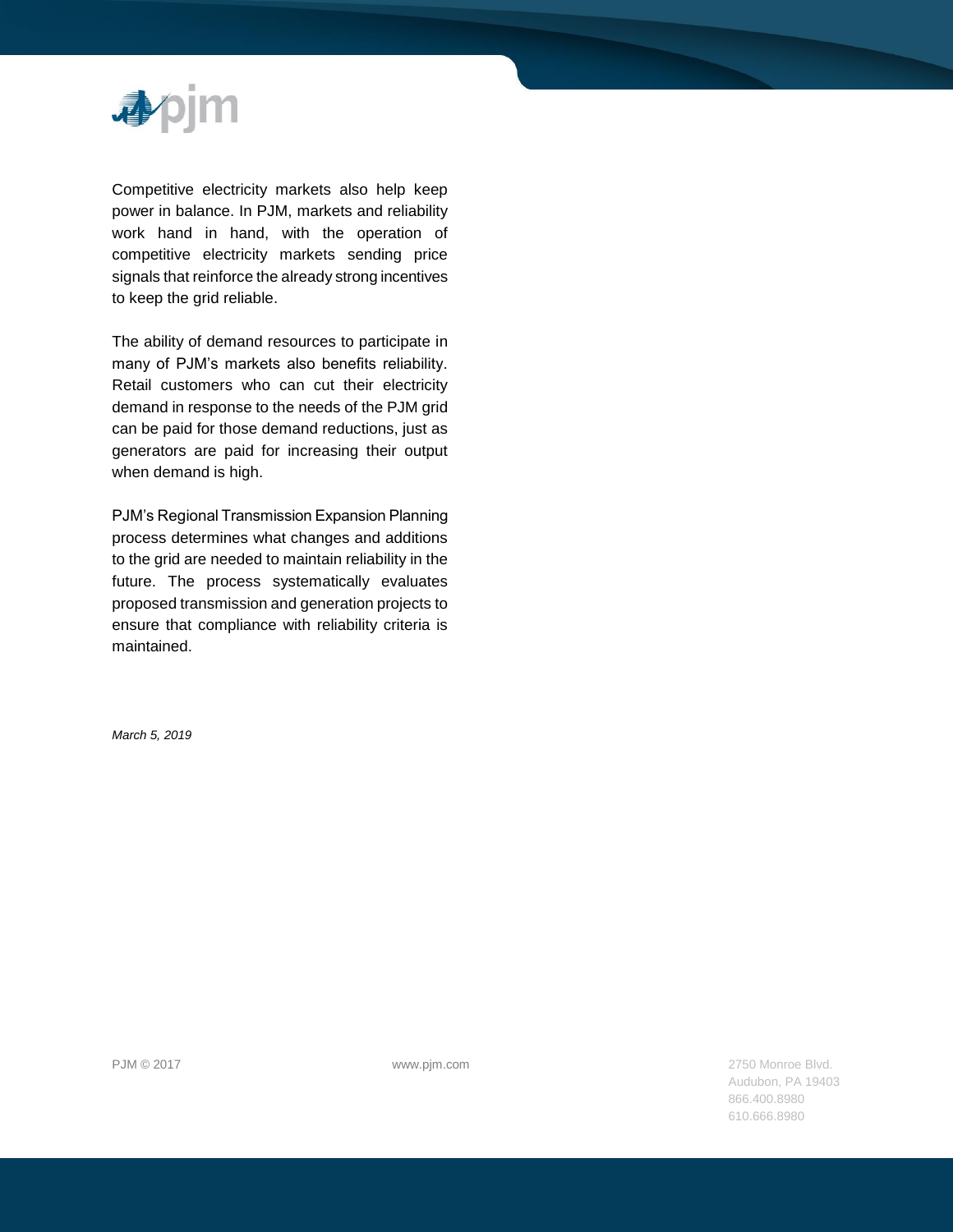Competitive electricity markets also help keep power in balance. In PJM, markets and reliability work hand in hand, with the operation of competitive electricity markets sending price signals that reinforce the already strong incentives to keep the grid reliable.

The ability of demand resources to participate in many of PJM's markets also benefits reliability. Retail customers who can cut their electricity demand in response to the needs of the PJM grid can be paid for those demand reductions, just as generators are paid for increasing their output when demand is high.

PJM's Regional Transmission Expansion Planning process determines what changes and additions to the grid are needed to maintain reliability in the future. The process systematically evaluates proposed transmission and generation projects to ensure that compliance with reliability criteria is maintained.

*March 5, 2019*